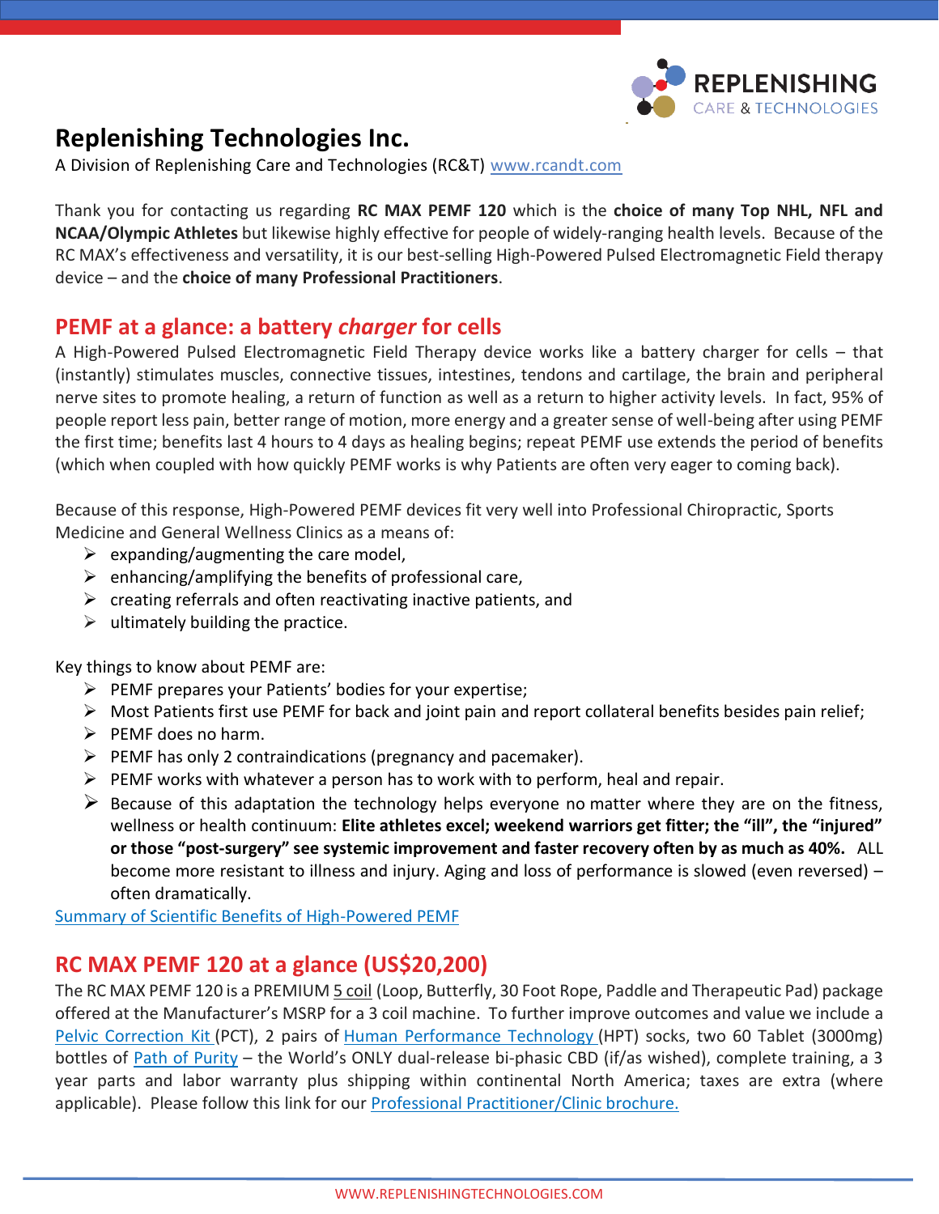# Replenishing Technologies Inc.

A Division of Replenishing Care and Technologies (RC&T) [www.rcandt.com](http://www.rcandt.com)

Thank you for contacting us regarding **RC MAX PEMF 120** which is the **choice of many Top NHL, NFL and NCAA/Olympic Athletes** but likewise highly effective for people of widely-ranging health levels. Because of the RC MAX's effectiveness and versatility, it is our best-selling High-Powered Pulsed Electromagnetic Field therapy device – and the **choice of many Professional Practitioners**.

## PEMF at a glance: a battery *charger* for cells

A High-Powered Pulsed Electromagnetic Field Therapy device works like a battery charger for cells – that (instantly) stimulates muscles, connective tissues, intestines, tendons and cartilage, the brain and peripheral nerve sites to promote healing, a return of function as well as a return to higher activity levels. In fact, 95% of people report less pain, better range of motion, more energy and a greater sense of well-being after using PEMF the first time; benefits last 4 hours to 4 days as healing begins; repeat PEMF use extends the period of benefits (which when coupled with how quickly PEMF works is why Patients are often very eager to coming back).

Because of this response, High-Powered PEMF devices fit very well into Professional Chiropractic, Sports Medicine and General Wellness Clinics as a means of:

- expanding/augmenting the care model,
- enhancing/amplifying the benefits of professional care,
- creating referrals and often reactivating inactive patients, and
- ultimately building the practice.

Key things to know about PEMF are:

- PEMF prepares your Patients' bodies for your expertise;
- Most Patients first use PEMF for back and joint pain and report collateral benefits besides pain relief;
- PEMF does no harm.
- PEMF has only 2 contraindications (pregnancy and pacemaker).
- PEMF works with whatever a person has to work with to perform, heal and repair.
- Because of this adaptation the technology helps everyone no matter where they are on the fitness, wellness or health continuum: **Elite athletes excel; weekend warriors get fitter; the "ill", the "injured" or those "post-surgery" see systemic improvement and faster recovery often by as much as 40%.** ALL become more resistant to illness and injury. Aging and loss of performance is slowed (even reversed) – often dramatically.

Summary of Scientific Benefits of High-Powered PEMF

## RC MAX PEMF 120 at a glance (US$20,200)

The RC MAX PEMF 120 is a PREMIUM 5 coil (Loop, Butterfly, 30 Foot Rope, Paddle and Therapeutic Pad) package offered at the Manufacturer's MSRP for a 3 coil machine. To further improve outcomes and value we include a Pelvic Correction Kit (PCT), 2 pairs of Human Performance Technology (HPT) socks, two 60 Tablet (3000mg) bottles of Path of Purity – the World's ONLY dual-release bi-phasic CBD (if/as wished), complete training, a 3 year parts and labor warranty plus shipping within continental North America; taxes are extra (where applicable). Please follow this link for our Professional Practitioner/Clinic brochure.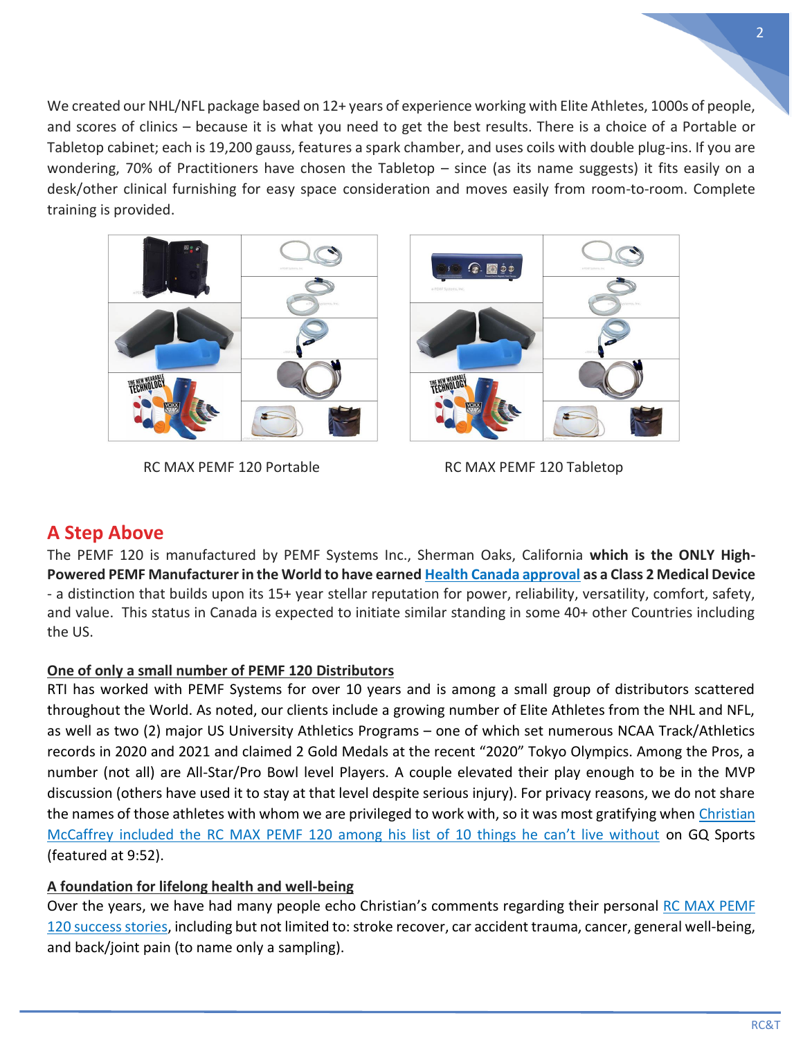We created our NHL/NFL package based on 12+ years of experience working with Elite Athletes, 1000s of people, and scores of clinics – because it is what you need to get the best results. There is a choice of a Portable or Tabletop cabinet; each is 19,200 gauss, features a spark chamber, and uses coils with double plug-ins. If you are wondering, 70% of Practitioners have chosen the Tabletop – since (as its name suggests) it fits easily on a desk/other clinical furnishing for easy space consideration and moves easily from room-to-room. Complete training is provided.

RC MAX PEMF 120 Portable

RC MAX PEMF 120 Tabletop

## A Step Above

The PEMF 120 is manufactured by PEMF Systems Inc., Sherman Oaks, California **which is the ONLY High-Powered PEMF Manufacturer in the World to have earned Health Canada approval as a Class 2 Medical Device** - a distinction that builds upon its 15+ year stellar reputation for power, reliability, versatility, comfort, safety, and value. This status in Canada is expected to initiate similar standing in some 40+ other Countries including the US.

### One of only a small number of PEMF 120 Distributors

RTI has worked with PEMF Systems for over 10 years and is among a small group of distributors scattered throughout the World. As noted, our clients include a growing number of Elite Athletes from the NHL and NFL, as well as two (2) major US University Athletics Programs – one of which set numerous NCAA Track/Athletics records in 2020 and 2021 and claimed 2 Gold Medals at the recent "2020" Tokyo Olympics. Among the Pros, a number (not all) are All-Star/Pro Bowl level Players. A couple elevated their play enough to be in the MVP discussion (others have used it to stay at that level despite serious injury). For privacy reasons, we do not share the names of those athletes with whom we are privileged to work with, so it was most gratifying when Christian McCaffrey included the RC MAX PEMF 120 among his list of 10 things he can't live without on GQ Sports (featured at 9:52).

### A foundation for lifelong health and well-being

Over the years, we have had many people echo Christian's comments regarding their personal RC MAX PEMF 120 success stories, including but not limited to: stroke recover, car accident trauma, cancer, general well-being, and back/joint pain (to name only a sampling).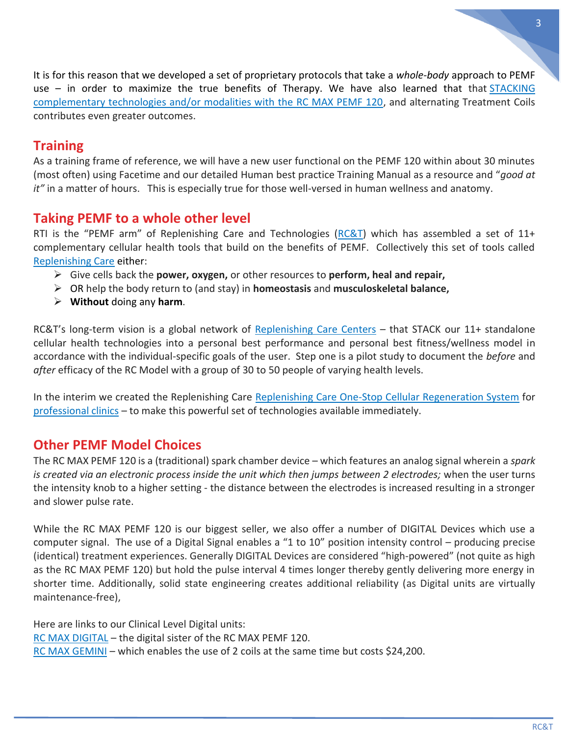It is for this reason that we developed a set of proprietary protocols that take a *whole-body* approach to PEMF use – in order to maximize the true benefits of Therapy. We have also learned that that STACKING complementary technologies and/or modalities with the RC MAX PEMF 120, and alternating Treatment Coils contributes even greater outcomes.

## Training

As a training frame of reference, we will have a new user functional on the PEMF 120 within about 30 minutes (most often) using Facetime and our detailed Human best practice Training Manual as a resource and "*good at it"* in a matter of hours. This is especially true for those well-versed in human wellness and anatomy.

## Taking PEMF to a whole other level

RTI is the "PEMF arm" of Replenishing Care and Technologies (RC&T) which has assembled a set of 11+ complementary cellular health tools that build on the benefits of PEMF. Collectively this set of tools called Replenishing Care either:

- Give cells back the **power, oxygen,** or other resources to **perform, heal and repair,**
- OR help the body return to (and stay) in **homeostasis** and **musculoskeletal balance,**
- **Without** doing any **harm**.

RC&T's long-term vision is a global network of Replenishing Care Centers – that STACK our 11+ standalone cellular health technologies into a personal best performance and personal best fitness/wellness model in accordance with the individual-specific goals of the user. Step one is a pilot study to document the *before* and *after* efficacy of the RC Model with a group of 30 to 50 people of varying health levels.

In the interim we created the Replenishing Care Replenishing Care One-Stop Cellular Regeneration System for professional clinics – to make this powerful set of technologies available immediately.

## Other PEMF Model Choices

The RC MAX PEMF 120 is a (traditional) spark chamber device – which features an analog signal wherein a *spark is created via an electronic process inside the unit which then jumps between 2 electrodes;* when the user turns the intensity knob to a higher setting - the distance between the electrodes is increased resulting in a stronger and slower pulse rate.

While the RC MAX PEMF 120 is our biggest seller, we also offer a number of DIGITAL Devices which use a computer signal. The use of a Digital Signal enables a "1 to 10" position intensity control – producing precise (identical) treatment experiences. Generally DIGITAL Devices are considered "high-powered" (not quite as high as the RC MAX PEMF 120) but hold the pulse interval 4 times longer thereby gently delivering more energy in shorter time. Additionally, solid state engineering creates additional reliability (as Digital units are virtually maintenance-free),

Here are links to our Clinical Level Digital units:
RC MAX DIGITAL – the digital sister of the RC MAX PEMF 120.
RC MAX GEMINI – which enables the use of 2 coils at the same time but costs $24,200.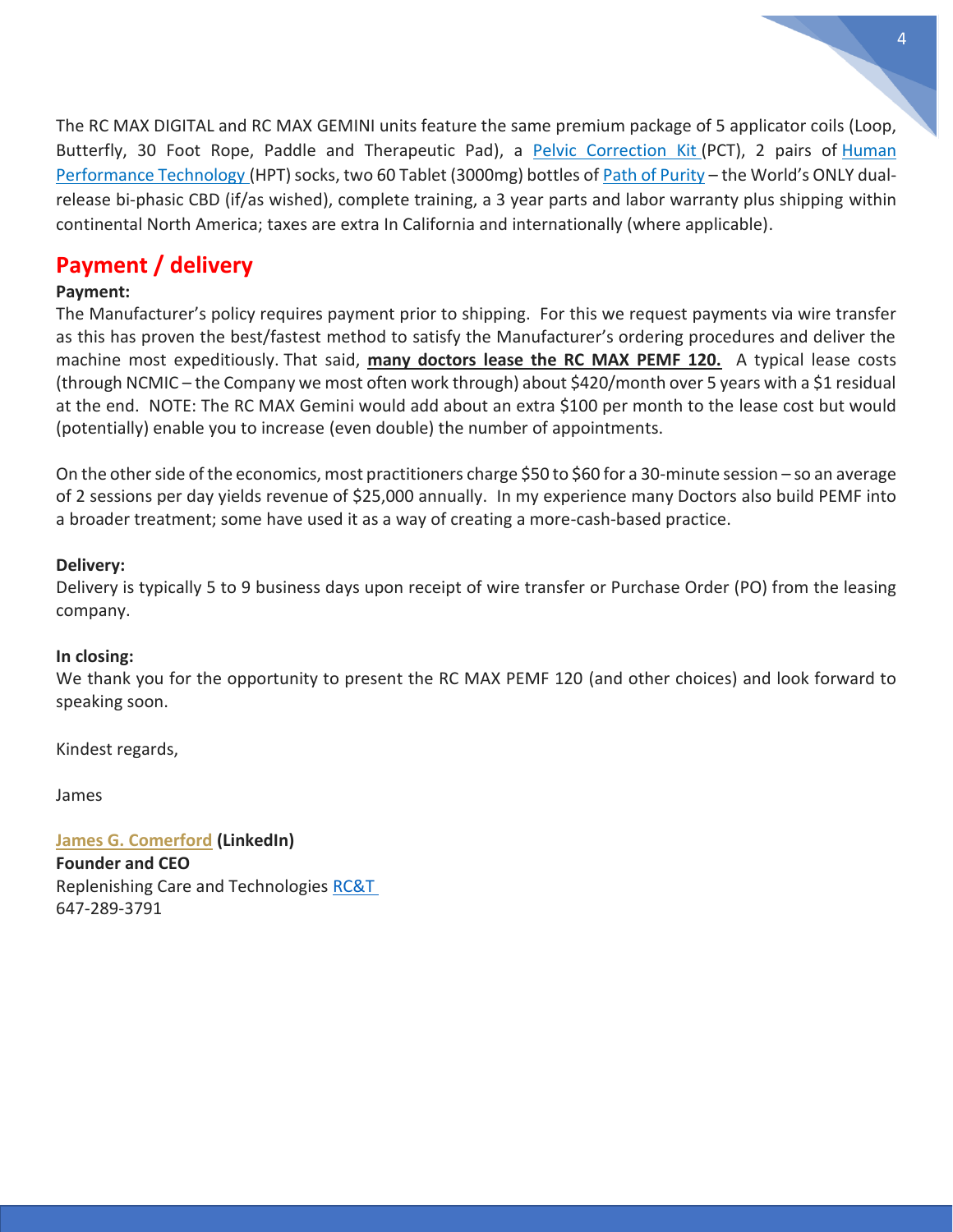The RC MAX DIGITAL and RC MAX GEMINI units feature the same premium package of 5 applicator coils (Loop, Butterfly, 30 Foot Rope, Paddle and Therapeutic Pad), a Pelvic Correction Kit (PCT), 2 pairs of Human Performance Technology (HPT) socks, two 60 Tablet (3000mg) bottles of Path of Purity – the World's ONLY dual-release bi-phasic CBD (if/as wished), complete training, a 3 year parts and labor warranty plus shipping within continental North America; taxes are extra In California and internationally (where applicable).

## Payment / delivery

**Payment:**

The Manufacturer's policy requires payment prior to shipping. For this we request payments via wire transfer as this has proven the best/fastest method to satisfy the Manufacturer's ordering procedures and deliver the machine most expeditiously. That said, **many doctors lease the RC MAX PEMF 120.** A typical lease costs (through NCMIC – the Company we most often work through) about $420/month over 5 years with a $1 residual at the end. NOTE: The RC MAX Gemini would add about an extra $100 per month to the lease cost but would (potentially) enable you to increase (even double) the number of appointments.

On the other side of the economics, most practitioners charge $50 to $60 for a 30-minute session – so an average of 2 sessions per day yields revenue of $25,000 annually. In my experience many Doctors also build PEMF into a broader treatment; some have used it as a way of creating a more-cash-based practice.

**Delivery:**

Delivery is typically 5 to 9 business days upon receipt of wire transfer or Purchase Order (PO) from the leasing company.

**In closing:**

We thank you for the opportunity to present the RC MAX PEMF 120 (and other choices) and look forward to speaking soon.

Kindest regards,

James

**James G. Comerford (LinkedIn)**
**Founder and CEO**
Replenishing Care and Technologies RC&T
647-289-3791